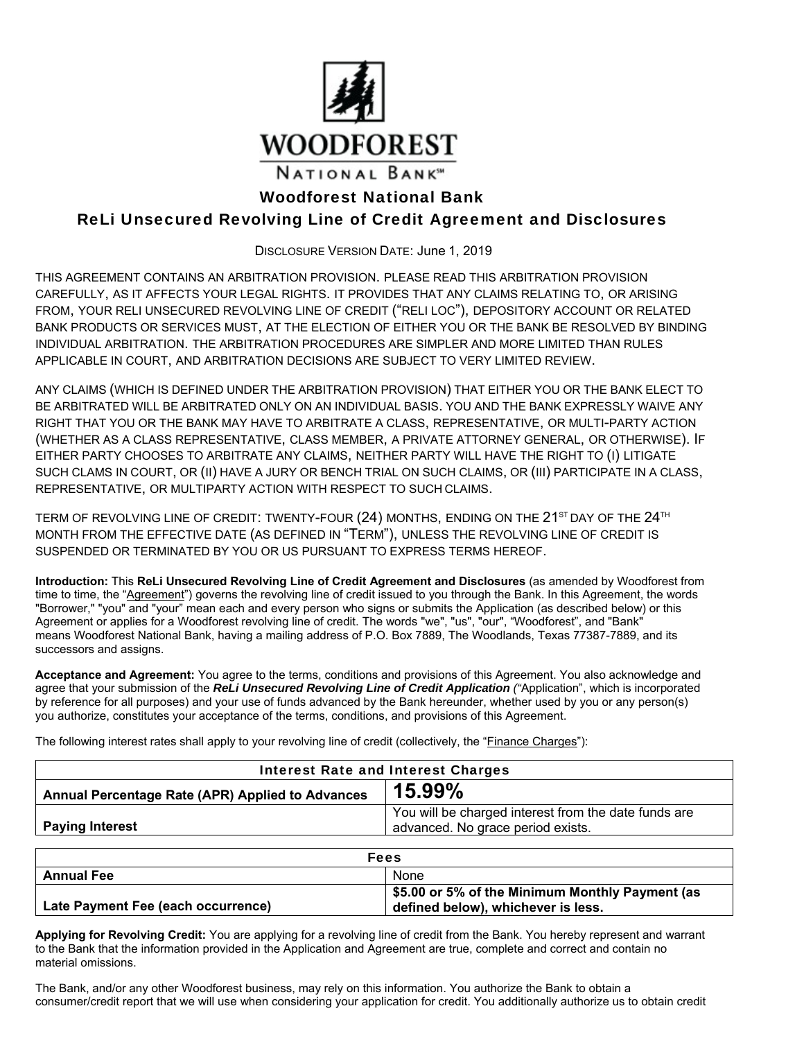# Woodforest National Bank

## ReLi Unsecured Revolving Line of Credit Agreement and Disclosures

DISCLOSURE VERSION DATE: June 1, 2019

THIS AGREEMENT CONTAINS AN ARBITRATION PROVISION. PLEASE READ THIS ARBITRATION PROVISION CAREFULLY, AS IT AFFECTS YOUR LEGAL RIGHTS. IT PROVIDES THAT ANY CLAIMS RELATING TO, OR ARISING FROM, YOUR RELI UNSECURED REVOLVING LINE OF CREDIT ("RELI LOC"), DEPOSITORY ACCOUNT OR RELATED BANK PRODUCTS OR SERVICES MUST, AT THE ELECTION OF EITHER YOU OR THE BANK BE RESOLVED BY BINDING INDIVIDUAL ARBITRATION. THE ARBITRATION PROCEDURES ARE SIMPLER AND MORE LIMITED THAN RULES APPLICABLE IN COURT, AND ARBITRATION DECISIONS ARE SUBJECT TO VERY LIMITED REVIEW.

ANY CLAIMS (WHICH IS DEFINED UNDER THE ARBITRATION PROVISION) THAT EITHER YOU OR THE BANK ELECT TO BE ARBITRATED WILL BE ARBITRATED ONLY ON AN INDIVIDUAL BASIS. YOU AND THE BANK EXPRESSLY WAIVE ANY RIGHT THAT YOU OR THE BANK MAY HAVE TO ARBITRATE A CLASS, REPRESENTATIVE, OR MULTI-PARTY ACTION (WHETHER AS A CLASS REPRESENTATIVE, CLASS MEMBER, A PRIVATE ATTORNEY GENERAL, OR OTHERWISE). IF EITHER PARTY CHOOSES TO ARBITRATE ANY CLAIMS, NEITHER PARTY WILL HAVE THE RIGHT TO (I) LITIGATE SUCH CLAMS IN COURT, OR (II) HAVE A JURY OR BENCH TRIAL ON SUCH CLAIMS, OR (III) PARTICIPATE IN A CLASS, REPRESENTATIVE, OR MULTIPARTY ACTION WITH RESPECT TO SUCH CLAIMS.

TERM OF REVOLVING LINE OF CREDIT: TWENTY-FOUR (24) MONTHS, ENDING ON THE 21ST DAY OF THE 24TH MONTH FROM THE EFFECTIVE DATE (AS DEFINED IN "TERM"), UNLESS THE REVOLVING LINE OF CREDIT IS SUSPENDED OR TERMINATED BY YOU OR US PURSUANT TO EXPRESS TERMS HEREOF.

**Introduction:** This **ReLi Unsecured Revolving Line of Credit Agreement and Disclosures** (as amended by Woodforest from time to time, the "Agreement") governs the revolving line of credit issued to you through the Bank. In this Agreement, the words "Borrower," "you" and "your" mean each and every person who signs or submits the Application (as described below) or this Agreement or applies for a Woodforest revolving line of credit. The words "we", "us", "our", "Woodforest", and "Bank" means Woodforest National Bank, having a mailing address of P.O. Box 7889, The Woodlands, Texas 77387-7889, and its successors and assigns.

**Acceptance and Agreement:** You agree to the terms, conditions and provisions of this Agreement. You also acknowledge and agree that your submission of the ***ReLi Unsecured Revolving Line of Credit Application*** *(*"Application", which is incorporated by reference for all purposes) and your use of funds advanced by the Bank hereunder, whether used by you or any person(s) you authorize, constitutes your acceptance of the terms, conditions, and provisions of this Agreement.

The following interest rates shall apply to your revolving line of credit (collectively, the "Finance Charges"):

| Interest Rate and Interest Charges | |
|---|---|
| **Annual Percentage Rate (APR) Applied to Advances** | **15.99%** |
| **Paying Interest** | You will be charged interest from the date funds are advanced. No grace period exists. |

| Fees | |
|---|---|
| **Annual Fee** | None |
| **Late Payment Fee (each occurrence)** | **$5.00 or 5% of the Minimum Monthly Payment (as defined below), whichever is less.** |

**Applying for Revolving Credit:** You are applying for a revolving line of credit from the Bank. You hereby represent and warrant to the Bank that the information provided in the Application and Agreement are true, complete and correct and contain no material omissions.

The Bank, and/or any other Woodforest business, may rely on this information. You authorize the Bank to obtain a consumer/credit report that we will use when considering your application for credit. You additionally authorize us to obtain credit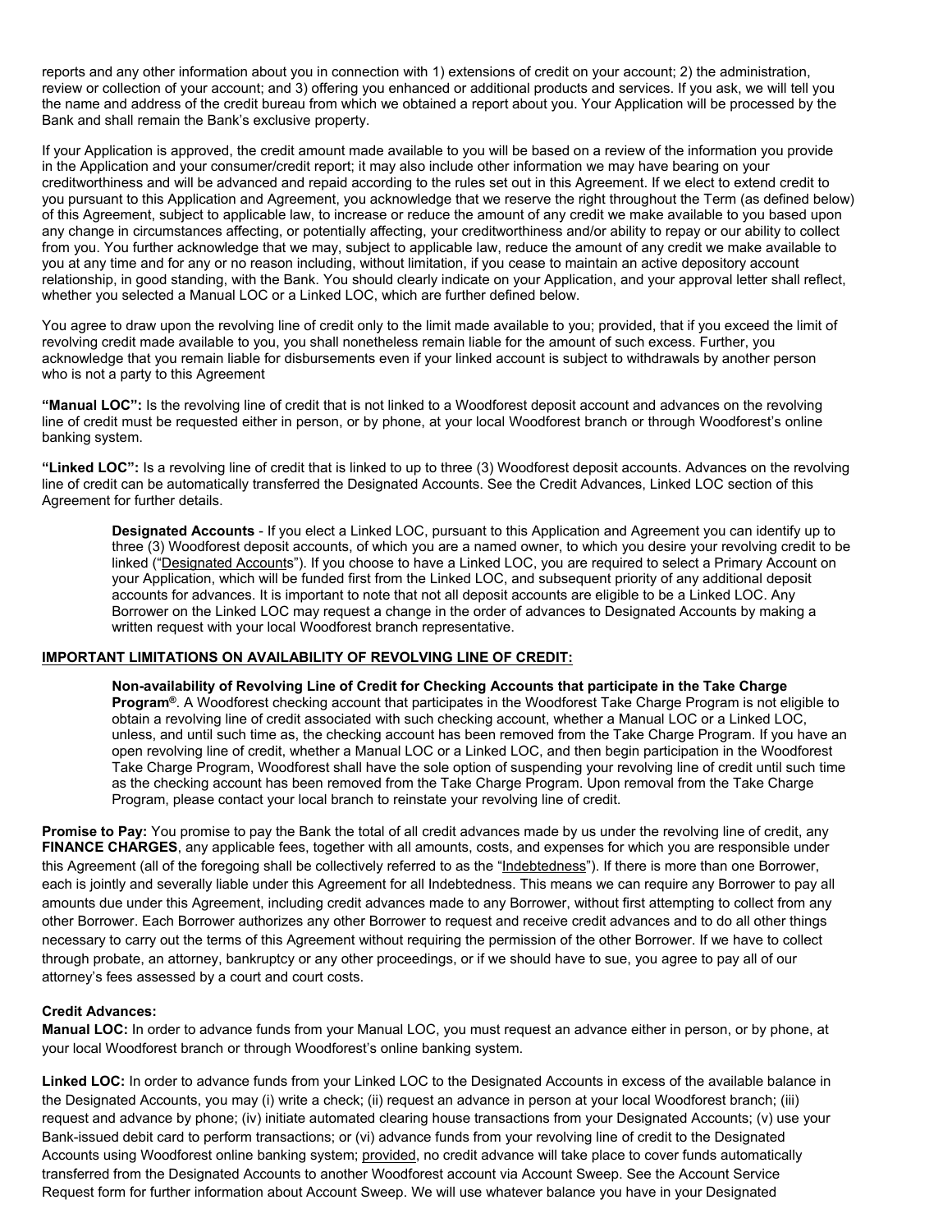reports and any other information about you in connection with 1) extensions of credit on your account; 2) the administration, review or collection of your account; and 3) offering you enhanced or additional products and services. If you ask, we will tell you the name and address of the credit bureau from which we obtained a report about you. Your Application will be processed by the Bank and shall remain the Bank's exclusive property.

If your Application is approved, the credit amount made available to you will be based on a review of the information you provide in the Application and your consumer/credit report; it may also include other information we may have bearing on your creditworthiness and will be advanced and repaid according to the rules set out in this Agreement. If we elect to extend credit to you pursuant to this Application and Agreement, you acknowledge that we reserve the right throughout the Term (as defined below) of this Agreement, subject to applicable law, to increase or reduce the amount of any credit we make available to you based upon any change in circumstances affecting, or potentially affecting, your creditworthiness and/or ability to repay or our ability to collect from you. You further acknowledge that we may, subject to applicable law, reduce the amount of any credit we make available to you at any time and for any or no reason including, without limitation, if you cease to maintain an active depository account relationship, in good standing, with the Bank. You should clearly indicate on your Application, and your approval letter shall reflect, whether you selected a Manual LOC or a Linked LOC, which are further defined below.

You agree to draw upon the revolving line of credit only to the limit made available to you; provided, that if you exceed the limit of revolving credit made available to you, you shall nonetheless remain liable for the amount of such excess. Further, you acknowledge that you remain liable for disbursements even if your linked account is subject to withdrawals by another person who is not a party to this Agreement

**"Manual LOC":** Is the revolving line of credit that is not linked to a Woodforest deposit account and advances on the revolving line of credit must be requested either in person, or by phone, at your local Woodforest branch or through Woodforest's online banking system.

**"Linked LOC":** Is a revolving line of credit that is linked to up to three (3) Woodforest deposit accounts. Advances on the revolving line of credit can be automatically transferred the Designated Accounts. See the Credit Advances, Linked LOC section of this Agreement for further details.

> **Designated Accounts** - If you elect a Linked LOC, pursuant to this Application and Agreement you can identify up to three (3) Woodforest deposit accounts, of which you are a named owner, to which you desire your revolving credit to be linked ("Designated Accounts"). If you choose to have a Linked LOC, you are required to select a Primary Account on your Application, which will be funded first from the Linked LOC, and subsequent priority of any additional deposit accounts for advances. It is important to note that not all deposit accounts are eligible to be a Linked LOC. Any Borrower on the Linked LOC may request a change in the order of advances to Designated Accounts by making a written request with your local Woodforest branch representative.

**IMPORTANT LIMITATIONS ON AVAILABILITY OF REVOLVING LINE OF CREDIT:**

> **Non-availability of Revolving Line of Credit for Checking Accounts that participate in the Take Charge Program®**. A Woodforest checking account that participates in the Woodforest Take Charge Program is not eligible to obtain a revolving line of credit associated with such checking account, whether a Manual LOC or a Linked LOC, unless, and until such time as, the checking account has been removed from the Take Charge Program. If you have an open revolving line of credit, whether a Manual LOC or a Linked LOC, and then begin participation in the Woodforest Take Charge Program, Woodforest shall have the sole option of suspending your revolving line of credit until such time as the checking account has been removed from the Take Charge Program. Upon removal from the Take Charge Program, please contact your local branch to reinstate your revolving line of credit.

**Promise to Pay:** You promise to pay the Bank the total of all credit advances made by us under the revolving line of credit, any **FINANCE CHARGES**, any applicable fees, together with all amounts, costs, and expenses for which you are responsible under this Agreement (all of the foregoing shall be collectively referred to as the "Indebtedness"). If there is more than one Borrower, each is jointly and severally liable under this Agreement for all Indebtedness. This means we can require any Borrower to pay all amounts due under this Agreement, including credit advances made to any Borrower, without first attempting to collect from any other Borrower. Each Borrower authorizes any other Borrower to request and receive credit advances and to do all other things necessary to carry out the terms of this Agreement without requiring the permission of the other Borrower. If we have to collect through probate, an attorney, bankruptcy or any other proceedings, or if we should have to sue, you agree to pay all of our attorney's fees assessed by a court and court costs.

**Credit Advances:**

**Manual LOC:** In order to advance funds from your Manual LOC, you must request an advance either in person, or by phone, at your local Woodforest branch or through Woodforest's online banking system.

**Linked LOC:** In order to advance funds from your Linked LOC to the Designated Accounts in excess of the available balance in the Designated Accounts, you may (i) write a check; (ii) request an advance in person at your local Woodforest branch; (iii) request and advance by phone; (iv) initiate automated clearing house transactions from your Designated Accounts; (v) use your Bank-issued debit card to perform transactions; or (vi) advance funds from your revolving line of credit to the Designated Accounts using Woodforest online banking system; provided, no credit advance will take place to cover funds automatically transferred from the Designated Accounts to another Woodforest account via Account Sweep. See the Account Service Request form for further information about Account Sweep. We will use whatever balance you have in your Designated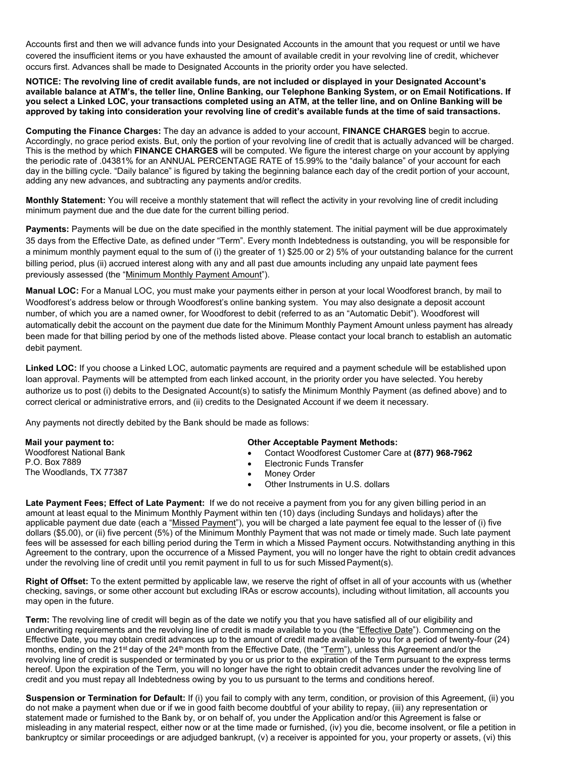Accounts first and then we will advance funds into your Designated Accounts in the amount that you request or until we have covered the insufficient items or you have exhausted the amount of available credit in your revolving line of credit, whichever occurs first. Advances shall be made to Designated Accounts in the priority order you have selected.

**NOTICE: The revolving line of credit available funds, are not included or displayed in your Designated Account's available balance at ATM's, the teller line, Online Banking, our Telephone Banking System, or on Email Notifications. If you select a Linked LOC, your transactions completed using an ATM, at the teller line, and on Online Banking will be approved by taking into consideration your revolving line of credit's available funds at the time of said transactions.**

**Computing the Finance Charges:** The day an advance is added to your account, **FINANCE CHARGES** begin to accrue. Accordingly, no grace period exists. But, only the portion of your revolving line of credit that is actually advanced will be charged. This is the method by which **FINANCE CHARGES** will be computed. We figure the interest charge on your account by applying the periodic rate of .04381% for an ANNUAL PERCENTAGE RATE of 15.99% to the "daily balance" of your account for each day in the billing cycle. "Daily balance" is figured by taking the beginning balance each day of the credit portion of your account, adding any new advances, and subtracting any payments and/or credits.

**Monthly Statement:** You will receive a monthly statement that will reflect the activity in your revolving line of credit including minimum payment due and the due date for the current billing period.

**Payments:** Payments will be due on the date specified in the monthly statement. The initial payment will be due approximately 35 days from the Effective Date, as defined under "Term". Every month Indebtedness is outstanding, you will be responsible for a minimum monthly payment equal to the sum of (i) the greater of 1) $25.00 or 2) 5% of your outstanding balance for the current billing period, plus (ii) accrued interest along with any and all past due amounts including any unpaid late payment fees previously assessed (the "Minimum Monthly Payment Amount").

**Manual LOC:** For a Manual LOC, you must make your payments either in person at your local Woodforest branch, by mail to Woodforest's address below or through Woodforest's online banking system. You may also designate a deposit account number, of which you are a named owner, for Woodforest to debit (referred to as an "Automatic Debit"). Woodforest will automatically debit the account on the payment due date for the Minimum Monthly Payment Amount unless payment has already been made for that billing period by one of the methods listed above. Please contact your local branch to establish an automatic debit payment.

**Linked LOC:** If you choose a Linked LOC, automatic payments are required and a payment schedule will be established upon loan approval. Payments will be attempted from each linked account, in the priority order you have selected. You hereby authorize us to post (i) debits to the Designated Account(s) to satisfy the Minimum Monthly Payment (as defined above) and to correct clerical or administrative errors, and (ii) credits to the Designated Account if we deem it necessary.

Any payments not directly debited by the Bank should be made as follows:

**Mail your payment to:**
Woodforest National Bank
P.O. Box 7889
The Woodlands, TX 77387

**Other Acceptable Payment Methods:**
- Contact Woodforest Customer Care at **(877) 968-7962**
- Electronic Funds Transfer
- Money Order
- Other Instruments in U.S. dollars

**Late Payment Fees; Effect of Late Payment:** If we do not receive a payment from you for any given billing period in an amount at least equal to the Minimum Monthly Payment within ten (10) days (including Sundays and holidays) after the applicable payment due date (each a "Missed Payment"), you will be charged a late payment fee equal to the lesser of (i) five dollars ($5.00), or (ii) five percent (5%) of the Minimum Monthly Payment that was not made or timely made. Such late payment fees will be assessed for each billing period during the Term in which a Missed Payment occurs. Notwithstanding anything in this Agreement to the contrary, upon the occurrence of a Missed Payment, you will no longer have the right to obtain credit advances under the revolving line of credit until you remit payment in full to us for such Missed Payment(s).

**Right of Offset:** To the extent permitted by applicable law, we reserve the right of offset in all of your accounts with us (whether checking, savings, or some other account but excluding IRAs or escrow accounts), including without limitation, all accounts you may open in the future.

**Term:** The revolving line of credit will begin as of the date we notify you that you have satisfied all of our eligibility and underwriting requirements and the revolving line of credit is made available to you (the "Effective Date"). Commencing on the Effective Date, you may obtain credit advances up to the amount of credit made available to you for a period of twenty-four (24) months, ending on the 21st day of the 24th month from the Effective Date, (the "Term"), unless this Agreement and/or the revolving line of credit is suspended or terminated by you or us prior to the expiration of the Term pursuant to the express terms hereof. Upon the expiration of the Term, you will no longer have the right to obtain credit advances under the revolving line of credit and you must repay all Indebtedness owing by you to us pursuant to the terms and conditions hereof.

**Suspension or Termination for Default:** If (i) you fail to comply with any term, condition, or provision of this Agreement, (ii) you do not make a payment when due or if we in good faith become doubtful of your ability to repay, (iii) any representation or statement made or furnished to the Bank by, or on behalf of, you under the Application and/or this Agreement is false or misleading in any material respect, either now or at the time made or furnished, (iv) you die, become insolvent, or file a petition in bankruptcy or similar proceedings or are adjudged bankrupt, (v) a receiver is appointed for you, your property or assets, (vi) this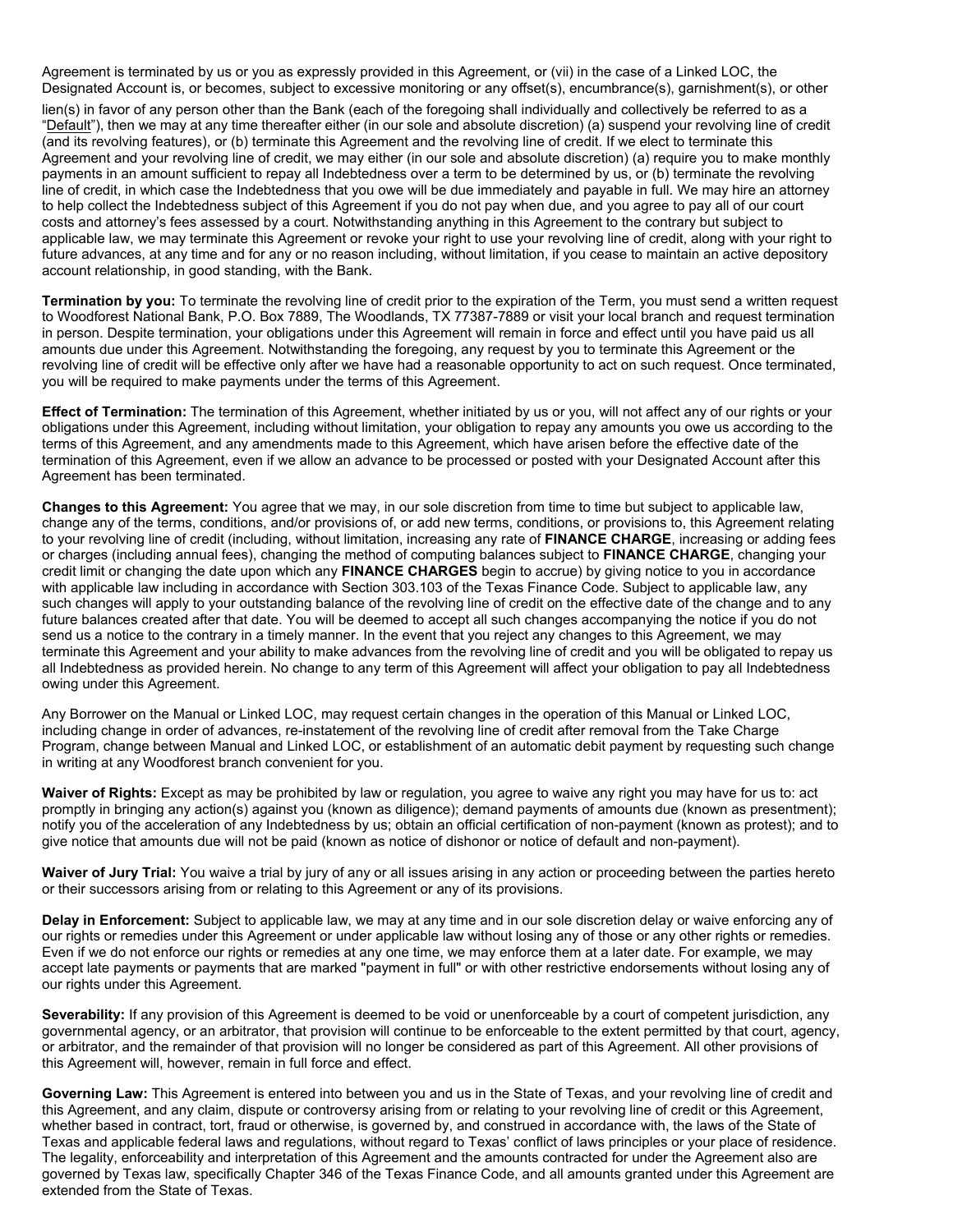Agreement is terminated by us or you as expressly provided in this Agreement, or (vii) in the case of a Linked LOC, the Designated Account is, or becomes, subject to excessive monitoring or any offset(s), encumbrance(s), garnishment(s), or other lien(s) in favor of any person other than the Bank (each of the foregoing shall individually and collectively be referred to as a "Default"), then we may at any time thereafter either (in our sole and absolute discretion) (a) suspend your revolving line of credit (and its revolving features), or (b) terminate this Agreement and the revolving line of credit. If we elect to terminate this Agreement and your revolving line of credit, we may either (in our sole and absolute discretion) (a) require you to make monthly payments in an amount sufficient to repay all Indebtedness over a term to be determined by us, or (b) terminate the revolving line of credit, in which case the Indebtedness that you owe will be due immediately and payable in full. We may hire an attorney to help collect the Indebtedness subject of this Agreement if you do not pay when due, and you agree to pay all of our court costs and attorney's fees assessed by a court. Notwithstanding anything in this Agreement to the contrary but subject to applicable law, we may terminate this Agreement or revoke your right to use your revolving line of credit, along with your right to future advances, at any time and for any or no reason including, without limitation, if you cease to maintain an active depository account relationship, in good standing, with the Bank.

**Termination by you:** To terminate the revolving line of credit prior to the expiration of the Term, you must send a written request to Woodforest National Bank, P.O. Box 7889, The Woodlands, TX 77387-7889 or visit your local branch and request termination in person. Despite termination, your obligations under this Agreement will remain in force and effect until you have paid us all amounts due under this Agreement. Notwithstanding the foregoing, any request by you to terminate this Agreement or the revolving line of credit will be effective only after we have had a reasonable opportunity to act on such request. Once terminated, you will be required to make payments under the terms of this Agreement.

**Effect of Termination:** The termination of this Agreement, whether initiated by us or you, will not affect any of our rights or your obligations under this Agreement, including without limitation, your obligation to repay any amounts you owe us according to the terms of this Agreement, and any amendments made to this Agreement, which have arisen before the effective date of the termination of this Agreement, even if we allow an advance to be processed or posted with your Designated Account after this Agreement has been terminated.

**Changes to this Agreement:** You agree that we may, in our sole discretion from time to time but subject to applicable law, change any of the terms, conditions, and/or provisions of, or add new terms, conditions, or provisions to, this Agreement relating to your revolving line of credit (including, without limitation, increasing any rate of **FINANCE CHARGE**, increasing or adding fees or charges (including annual fees), changing the method of computing balances subject to **FINANCE CHARGE**, changing your credit limit or changing the date upon which any **FINANCE CHARGES** begin to accrue) by giving notice to you in accordance with applicable law including in accordance with Section 303.103 of the Texas Finance Code. Subject to applicable law, any such changes will apply to your outstanding balance of the revolving line of credit on the effective date of the change and to any future balances created after that date. You will be deemed to accept all such changes accompanying the notice if you do not send us a notice to the contrary in a timely manner. In the event that you reject any changes to this Agreement, we may terminate this Agreement and your ability to make advances from the revolving line of credit and you will be obligated to repay us all Indebtedness as provided herein. No change to any term of this Agreement will affect your obligation to pay all Indebtedness owing under this Agreement.

Any Borrower on the Manual or Linked LOC, may request certain changes in the operation of this Manual or Linked LOC, including change in order of advances, re-instatement of the revolving line of credit after removal from the Take Charge Program, change between Manual and Linked LOC, or establishment of an automatic debit payment by requesting such change in writing at any Woodforest branch convenient for you.

**Waiver of Rights:** Except as may be prohibited by law or regulation, you agree to waive any right you may have for us to: act promptly in bringing any action(s) against you (known as diligence); demand payments of amounts due (known as presentment); notify you of the acceleration of any Indebtedness by us; obtain an official certification of non-payment (known as protest); and to give notice that amounts due will not be paid (known as notice of dishonor or notice of default and non-payment).

**Waiver of Jury Trial:** You waive a trial by jury of any or all issues arising in any action or proceeding between the parties hereto or their successors arising from or relating to this Agreement or any of its provisions.

**Delay in Enforcement:** Subject to applicable law, we may at any time and in our sole discretion delay or waive enforcing any of our rights or remedies under this Agreement or under applicable law without losing any of those or any other rights or remedies. Even if we do not enforce our rights or remedies at any one time, we may enforce them at a later date. For example, we may accept late payments or payments that are marked "payment in full" or with other restrictive endorsements without losing any of our rights under this Agreement.

**Severability:** If any provision of this Agreement is deemed to be void or unenforceable by a court of competent jurisdiction, any governmental agency, or an arbitrator, that provision will continue to be enforceable to the extent permitted by that court, agency, or arbitrator, and the remainder of that provision will no longer be considered as part of this Agreement. All other provisions of this Agreement will, however, remain in full force and effect.

**Governing Law:** This Agreement is entered into between you and us in the State of Texas, and your revolving line of credit and this Agreement, and any claim, dispute or controversy arising from or relating to your revolving line of credit or this Agreement, whether based in contract, tort, fraud or otherwise, is governed by, and construed in accordance with, the laws of the State of Texas and applicable federal laws and regulations, without regard to Texas' conflict of laws principles or your place of residence. The legality, enforceability and interpretation of this Agreement and the amounts contracted for under the Agreement also are governed by Texas law, specifically Chapter 346 of the Texas Finance Code, and all amounts granted under this Agreement are extended from the State of Texas.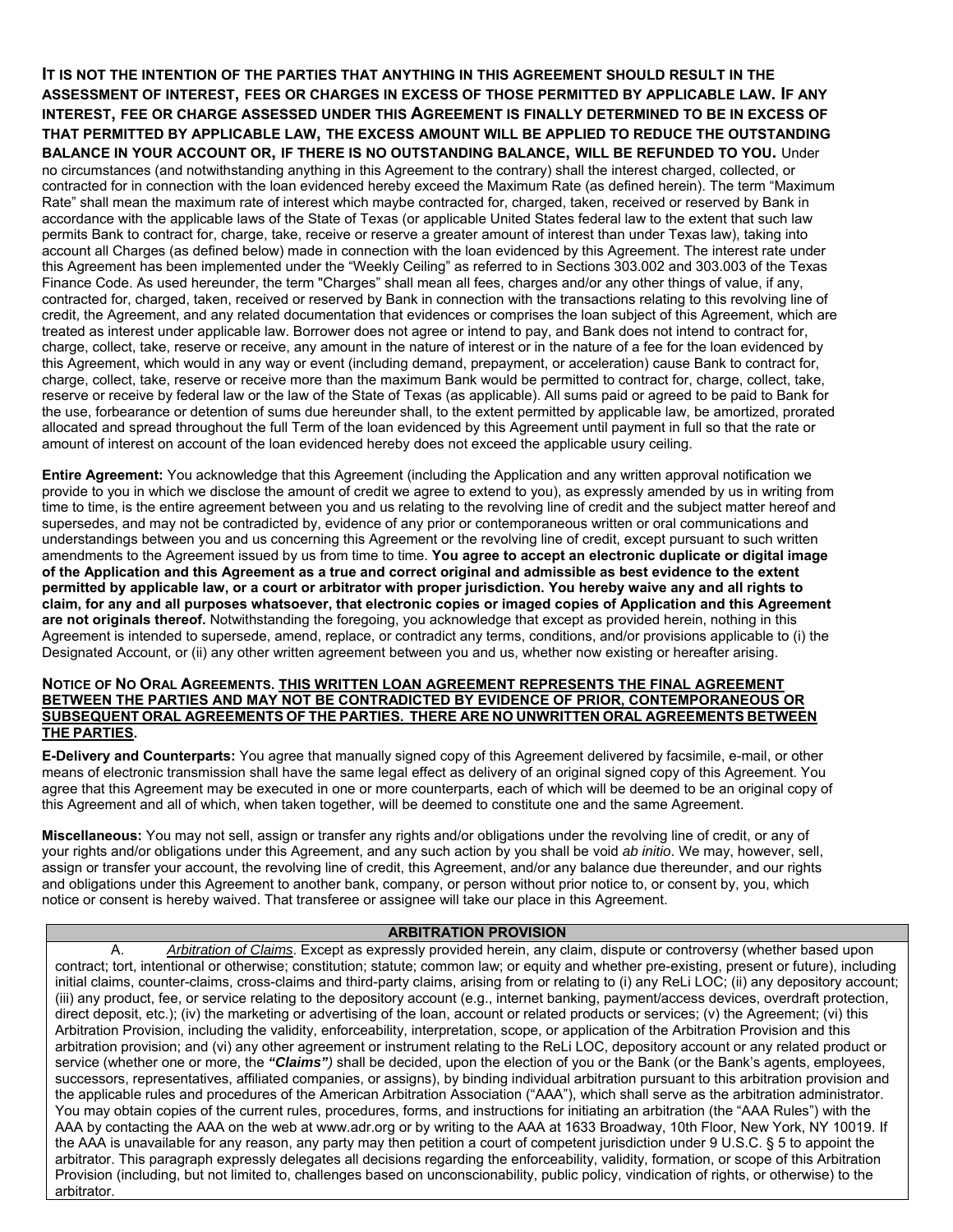**IT IS NOT THE INTENTION OF THE PARTIES THAT ANYTHING IN THIS AGREEMENT SHOULD RESULT IN THE ASSESSMENT OF INTEREST, FEES OR CHARGES IN EXCESS OF THOSE PERMITTED BY APPLICABLE LAW. IF ANY INTEREST, FEE OR CHARGE ASSESSED UNDER THIS AGREEMENT IS FINALLY DETERMINED TO BE IN EXCESS OF THAT PERMITTED BY APPLICABLE LAW, THE EXCESS AMOUNT WILL BE APPLIED TO REDUCE THE OUTSTANDING BALANCE IN YOUR ACCOUNT OR, IF THERE IS NO OUTSTANDING BALANCE, WILL BE REFUNDED TO YOU.** Under no circumstances (and notwithstanding anything in this Agreement to the contrary) shall the interest charged, collected, or contracted for in connection with the loan evidenced hereby exceed the Maximum Rate (as defined herein). The term "Maximum Rate" shall mean the maximum rate of interest which maybe contracted for, charged, taken, received or reserved by Bank in accordance with the applicable laws of the State of Texas (or applicable United States federal law to the extent that such law permits Bank to contract for, charge, take, receive or reserve a greater amount of interest than under Texas law), taking into account all Charges (as defined below) made in connection with the loan evidenced by this Agreement. The interest rate under this Agreement has been implemented under the "Weekly Ceiling" as referred to in Sections 303.002 and 303.003 of the Texas Finance Code. As used hereunder, the term "Charges" shall mean all fees, charges and/or any other things of value, if any, contracted for, charged, taken, received or reserved by Bank in connection with the transactions relating to this revolving line of credit, the Agreement, and any related documentation that evidences or comprises the loan subject of this Agreement, which are treated as interest under applicable law. Borrower does not agree or intend to pay, and Bank does not intend to contract for, charge, collect, take, reserve or receive, any amount in the nature of interest or in the nature of a fee for the loan evidenced by this Agreement, which would in any way or event (including demand, prepayment, or acceleration) cause Bank to contract for, charge, collect, take, reserve or receive more than the maximum Bank would be permitted to contract for, charge, collect, take, reserve or receive by federal law or the law of the State of Texas (as applicable). All sums paid or agreed to be paid to Bank for the use, forbearance or detention of sums due hereunder shall, to the extent permitted by applicable law, be amortized, prorated allocated and spread throughout the full Term of the loan evidenced by this Agreement until payment in full so that the rate or amount of interest on account of the loan evidenced hereby does not exceed the applicable usury ceiling.

**Entire Agreement:** You acknowledge that this Agreement (including the Application and any written approval notification we provide to you in which we disclose the amount of credit we agree to extend to you), as expressly amended by us in writing from time to time, is the entire agreement between you and us relating to the revolving line of credit and the subject matter hereof and supersedes, and may not be contradicted by, evidence of any prior or contemporaneous written or oral communications and understandings between you and us concerning this Agreement or the revolving line of credit, except pursuant to such written amendments to the Agreement issued by us from time to time. **You agree to accept an electronic duplicate or digital image of the Application and this Agreement as a true and correct original and admissible as best evidence to the extent permitted by applicable law, or a court or arbitrator with proper jurisdiction. You hereby waive any and all rights to claim, for any and all purposes whatsoever, that electronic copies or imaged copies of Application and this Agreement are not originals thereof.** Notwithstanding the foregoing, you acknowledge that except as provided herein, nothing in this Agreement is intended to supersede, amend, replace, or contradict any terms, conditions, and/or provisions applicable to (i) the Designated Account, or (ii) any other written agreement between you and us, whether now existing or hereafter arising.

**NOTICE OF NO ORAL AGREEMENTS. THIS WRITTEN LOAN AGREEMENT REPRESENTS THE FINAL AGREEMENT BETWEEN THE PARTIES AND MAY NOT BE CONTRADICTED BY EVIDENCE OF PRIOR, CONTEMPORANEOUS OR SUBSEQUENT ORAL AGREEMENTS OF THE PARTIES. THERE ARE NO UNWRITTEN ORAL AGREEMENTS BETWEEN THE PARTIES.**

**E-Delivery and Counterparts:** You agree that manually signed copy of this Agreement delivered by facsimile, e-mail, or other means of electronic transmission shall have the same legal effect as delivery of an original signed copy of this Agreement. You agree that this Agreement may be executed in one or more counterparts, each of which will be deemed to be an original copy of this Agreement and all of which, when taken together, will be deemed to constitute one and the same Agreement.

**Miscellaneous:** You may not sell, assign or transfer any rights and/or obligations under the revolving line of credit, or any of your rights and/or obligations under this Agreement, and any such action by you shall be void *ab initio*. We may, however, sell, assign or transfer your account, the revolving line of credit, this Agreement, and/or any balance due thereunder, and our rights and obligations under this Agreement to another bank, company, or person without prior notice to, or consent by, you, which notice or consent is hereby waived. That transferee or assignee will take our place in this Agreement.

## ARBITRATION PROVISION

A. *Arbitration of Claims*. Except as expressly provided herein, any claim, dispute or controversy (whether based upon contract; tort, intentional or otherwise; constitution; statute; common law; or equity and whether pre-existing, present or future), including initial claims, counter-claims, cross-claims and third-party claims, arising from or relating to (i) any ReLi LOC; (ii) any depository account; (iii) any product, fee, or service relating to the depository account (e.g., internet banking, payment/access devices, overdraft protection, direct deposit, etc.); (iv) the marketing or advertising of the loan, account or related products or services; (v) the Agreement; (vi) this Arbitration Provision, including the validity, enforceability, interpretation, scope, or application of the Arbitration Provision and this arbitration provision; and (vi) any other agreement or instrument relating to the ReLi LOC, depository account or any related product or service (whether one or more, the ***"Claims")*** shall be decided, upon the election of you or the Bank (or the Bank's agents, employees, successors, representatives, affiliated companies, or assigns), by binding individual arbitration pursuant to this arbitration provision and the applicable rules and procedures of the American Arbitration Association ("AAA"), which shall serve as the arbitration administrator. You may obtain copies of the current rules, procedures, forms, and instructions for initiating an arbitration (the "AAA Rules") with the AAA by contacting the AAA on the web at www.adr.org or by writing to the AAA at 1633 Broadway, 10th Floor, New York, NY 10019. If the AAA is unavailable for any reason, any party may then petition a court of competent jurisdiction under 9 U.S.C. § 5 to appoint the arbitrator. This paragraph expressly delegates all decisions regarding the enforceability, validity, formation, or scope of this Arbitration Provision (including, but not limited to, challenges based on unconscionability, public policy, vindication of rights, or otherwise) to the arbitrator.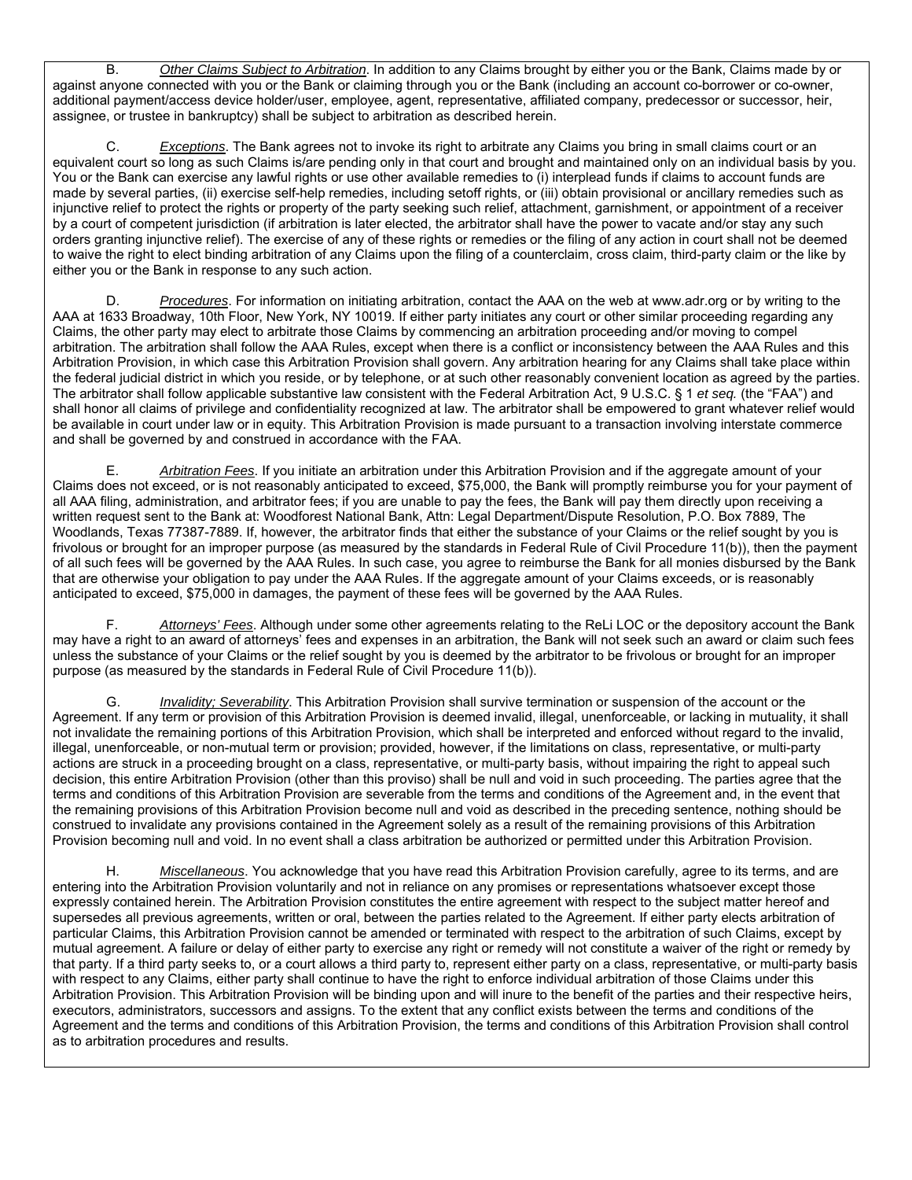B. *Other Claims Subject to Arbitration*. In addition to any Claims brought by either you or the Bank, Claims made by or against anyone connected with you or the Bank or claiming through you or the Bank (including an account co-borrower or co-owner, additional payment/access device holder/user, employee, agent, representative, affiliated company, predecessor or successor, heir, assignee, or trustee in bankruptcy) shall be subject to arbitration as described herein.

C. *Exceptions*. The Bank agrees not to invoke its right to arbitrate any Claims you bring in small claims court or an equivalent court so long as such Claims is/are pending only in that court and brought and maintained only on an individual basis by you. You or the Bank can exercise any lawful rights or use other available remedies to (i) interplead funds if claims to account funds are made by several parties, (ii) exercise self-help remedies, including setoff rights, or (iii) obtain provisional or ancillary remedies such as injunctive relief to protect the rights or property of the party seeking such relief, attachment, garnishment, or appointment of a receiver by a court of competent jurisdiction (if arbitration is later elected, the arbitrator shall have the power to vacate and/or stay any such orders granting injunctive relief). The exercise of any of these rights or remedies or the filing of any action in court shall not be deemed to waive the right to elect binding arbitration of any Claims upon the filing of a counterclaim, cross claim, third-party claim or the like by either you or the Bank in response to any such action.

D. *Procedures*. For information on initiating arbitration, contact the AAA on the web at www.adr.org or by writing to the AAA at 1633 Broadway, 10th Floor, New York, NY 10019. If either party initiates any court or other similar proceeding regarding any Claims, the other party may elect to arbitrate those Claims by commencing an arbitration proceeding and/or moving to compel arbitration. The arbitration shall follow the AAA Rules, except when there is a conflict or inconsistency between the AAA Rules and this Arbitration Provision, in which case this Arbitration Provision shall govern. Any arbitration hearing for any Claims shall take place within the federal judicial district in which you reside, or by telephone, or at such other reasonably convenient location as agreed by the parties. The arbitrator shall follow applicable substantive law consistent with the Federal Arbitration Act, 9 U.S.C. § 1 *et seq.* (the "FAA") and shall honor all claims of privilege and confidentiality recognized at law. The arbitrator shall be empowered to grant whatever relief would be available in court under law or in equity. This Arbitration Provision is made pursuant to a transaction involving interstate commerce and shall be governed by and construed in accordance with the FAA.

E. *Arbitration Fees*. If you initiate an arbitration under this Arbitration Provision and if the aggregate amount of your Claims does not exceed, or is not reasonably anticipated to exceed, $75,000, the Bank will promptly reimburse you for your payment of all AAA filing, administration, and arbitrator fees; if you are unable to pay the fees, the Bank will pay them directly upon receiving a written request sent to the Bank at: Woodforest National Bank, Attn: Legal Department/Dispute Resolution, P.O. Box 7889, The Woodlands, Texas 77387-7889. If, however, the arbitrator finds that either the substance of your Claims or the relief sought by you is frivolous or brought for an improper purpose (as measured by the standards in Federal Rule of Civil Procedure 11(b)), then the payment of all such fees will be governed by the AAA Rules. In such case, you agree to reimburse the Bank for all monies disbursed by the Bank that are otherwise your obligation to pay under the AAA Rules. If the aggregate amount of your Claims exceeds, or is reasonably anticipated to exceed, $75,000 in damages, the payment of these fees will be governed by the AAA Rules.

F. *Attorneys' Fees*. Although under some other agreements relating to the ReLi LOC or the depository account the Bank may have a right to an award of attorneys' fees and expenses in an arbitration, the Bank will not seek such an award or claim such fees unless the substance of your Claims or the relief sought by you is deemed by the arbitrator to be frivolous or brought for an improper purpose (as measured by the standards in Federal Rule of Civil Procedure 11(b)).

G. *Invalidity; Severability*. This Arbitration Provision shall survive termination or suspension of the account or the Agreement. If any term or provision of this Arbitration Provision is deemed invalid, illegal, unenforceable, or lacking in mutuality, it shall not invalidate the remaining portions of this Arbitration Provision, which shall be interpreted and enforced without regard to the invalid, illegal, unenforceable, or non-mutual term or provision; provided, however, if the limitations on class, representative, or multi-party actions are struck in a proceeding brought on a class, representative, or multi-party basis, without impairing the right to appeal such decision, this entire Arbitration Provision (other than this proviso) shall be null and void in such proceeding. The parties agree that the terms and conditions of this Arbitration Provision are severable from the terms and conditions of the Agreement and, in the event that the remaining provisions of this Arbitration Provision become null and void as described in the preceding sentence, nothing should be construed to invalidate any provisions contained in the Agreement solely as a result of the remaining provisions of this Arbitration Provision becoming null and void. In no event shall a class arbitration be authorized or permitted under this Arbitration Provision.

H. *Miscellaneous*. You acknowledge that you have read this Arbitration Provision carefully, agree to its terms, and are entering into the Arbitration Provision voluntarily and not in reliance on any promises or representations whatsoever except those expressly contained herein. The Arbitration Provision constitutes the entire agreement with respect to the subject matter hereof and supersedes all previous agreements, written or oral, between the parties related to the Agreement. If either party elects arbitration of particular Claims, this Arbitration Provision cannot be amended or terminated with respect to the arbitration of such Claims, except by mutual agreement. A failure or delay of either party to exercise any right or remedy will not constitute a waiver of the right or remedy by that party. If a third party seeks to, or a court allows a third party to, represent either party on a class, representative, or multi-party basis with respect to any Claims, either party shall continue to have the right to enforce individual arbitration of those Claims under this Arbitration Provision. This Arbitration Provision will be binding upon and will inure to the benefit of the parties and their respective heirs, executors, administrators, successors and assigns. To the extent that any conflict exists between the terms and conditions of the Agreement and the terms and conditions of this Arbitration Provision, the terms and conditions of this Arbitration Provision shall control as to arbitration procedures and results.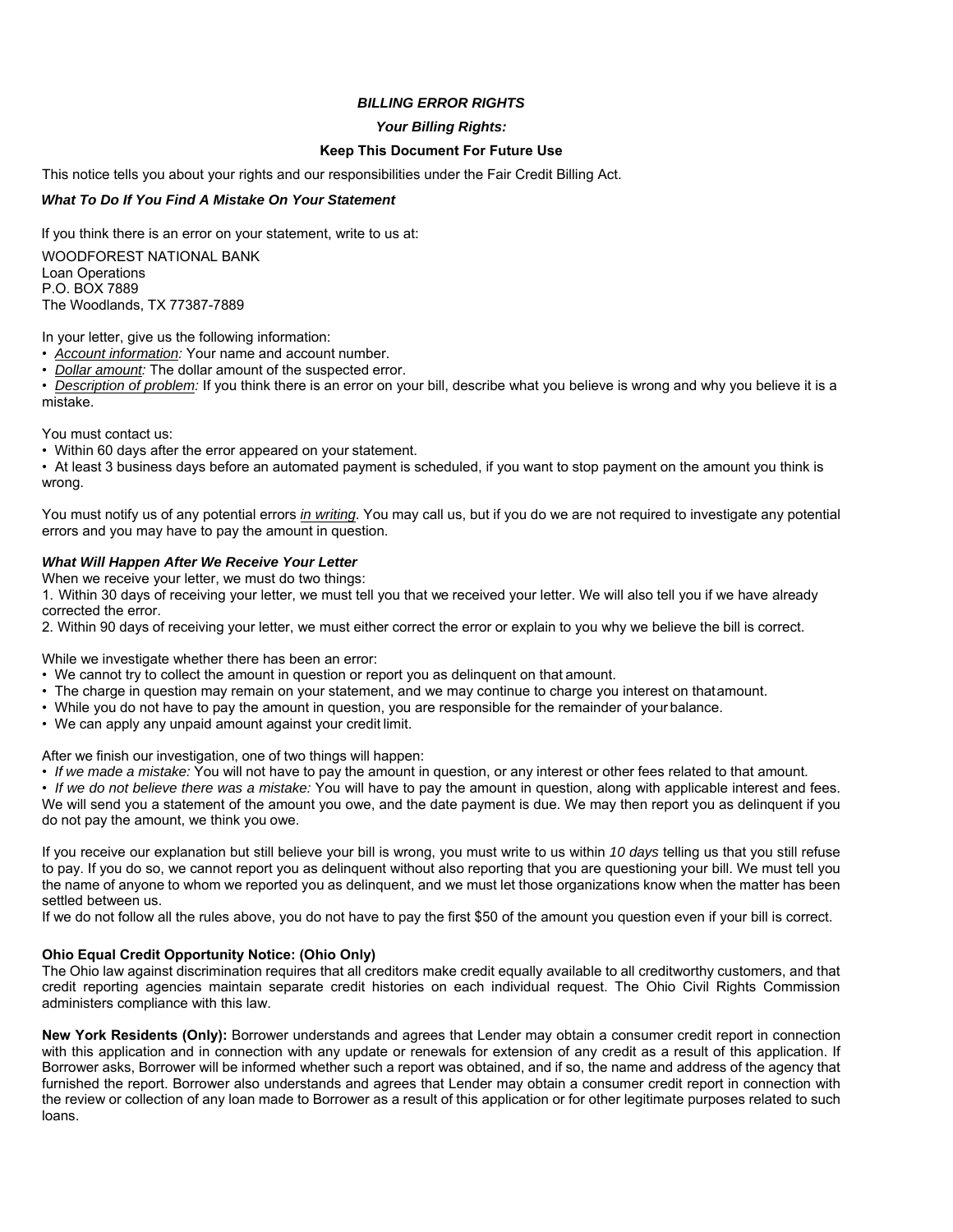### ***BILLING ERROR RIGHTS***

***Your Billing Rights:***

**Keep This Document For Future Use**

This notice tells you about your rights and our responsibilities under the Fair Credit Billing Act.

***What To Do If You Find A Mistake On Your Statement***

If you think there is an error on your statement, write to us at:

WOODFOREST NATIONAL BANK
Loan Operations
P.O. BOX 7889
The Woodlands, TX 77387-7889

In your letter, give us the following information:

- *Account information:* Your name and account number.
- *Dollar amount:* The dollar amount of the suspected error.
- *Description of problem:* If you think there is an error on your bill, describe what you believe is wrong and why you believe it is a mistake.

You must contact us:

- Within 60 days after the error appeared on your statement.
- At least 3 business days before an automated payment is scheduled, if you want to stop payment on the amount you think is wrong.

You must notify us of any potential errors *in writing*. You may call us, but if you do we are not required to investigate any potential errors and you may have to pay the amount in question.

***What Will Happen After We Receive Your Letter***

When we receive your letter, we must do two things:

1. Within 30 days of receiving your letter, we must tell you that we received your letter. We will also tell you if we have already corrected the error.
2. Within 90 days of receiving your letter, we must either correct the error or explain to you why we believe the bill is correct.

While we investigate whether there has been an error:

- We cannot try to collect the amount in question or report you as delinquent on that amount.
- The charge in question may remain on your statement, and we may continue to charge you interest on that amount.
- While you do not have to pay the amount in question, you are responsible for the remainder of your balance.
- We can apply any unpaid amount against your credit limit.

After we finish our investigation, one of two things will happen:

- *If we made a mistake:* You will not have to pay the amount in question, or any interest or other fees related to that amount.
- *If we do not believe there was a mistake:* You will have to pay the amount in question, along with applicable interest and fees. We will send you a statement of the amount you owe, and the date payment is due. We may then report you as delinquent if you do not pay the amount, we think you owe.

If you receive our explanation but still believe your bill is wrong, you must write to us within *10 days* telling us that you still refuse to pay. If you do so, we cannot report you as delinquent without also reporting that you are questioning your bill. We must tell you the name of anyone to whom we reported you as delinquent, and we must let those organizations know when the matter has been settled between us.

If we do not follow all the rules above, you do not have to pay the first $50 of the amount you question even if your bill is correct.

**Ohio Equal Credit Opportunity Notice: (Ohio Only)**
The Ohio law against discrimination requires that all creditors make credit equally available to all creditworthy customers, and that credit reporting agencies maintain separate credit histories on each individual request. The Ohio Civil Rights Commission administers compliance with this law.

**New York Residents (Only):** Borrower understands and agrees that Lender may obtain a consumer credit report in connection with this application and in connection with any update or renewals for extension of any credit as a result of this application. If Borrower asks, Borrower will be informed whether such a report was obtained, and if so, the name and address of the agency that furnished the report. Borrower also understands and agrees that Lender may obtain a consumer credit report in connection with the review or collection of any loan made to Borrower as a result of this application or for other legitimate purposes related to such loans.